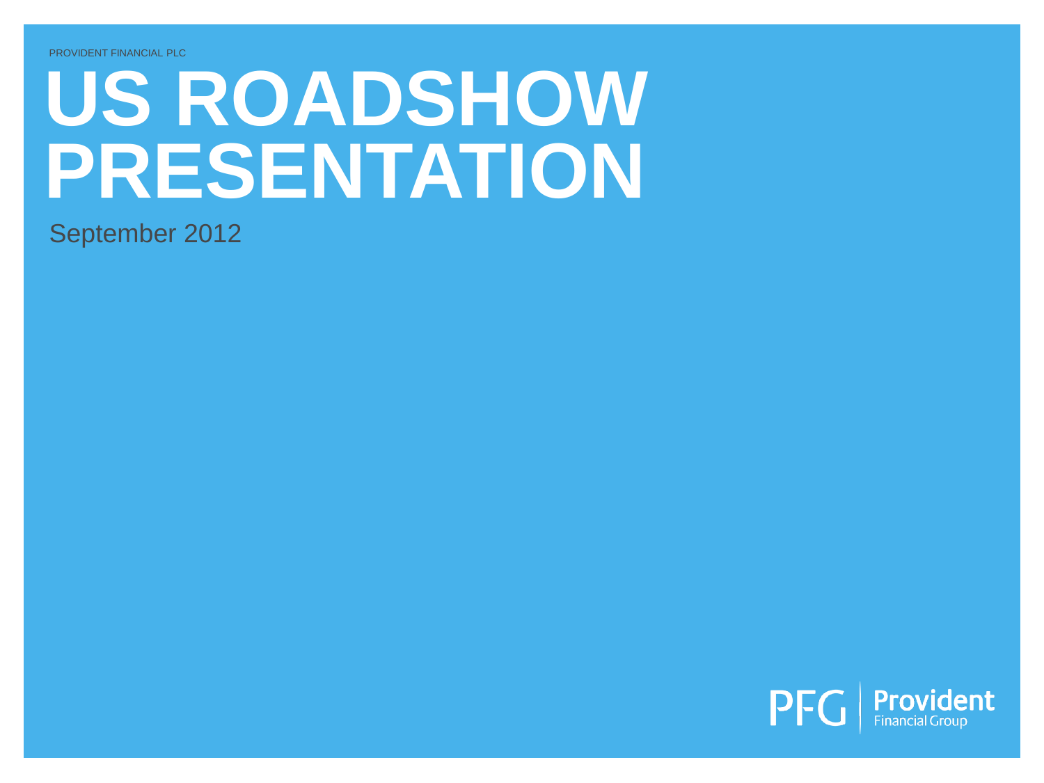PROVIDENT FINANCIAL PLC

# US ROADSHOW PRESENTATION

September 2012

PFG | Provident Financial Group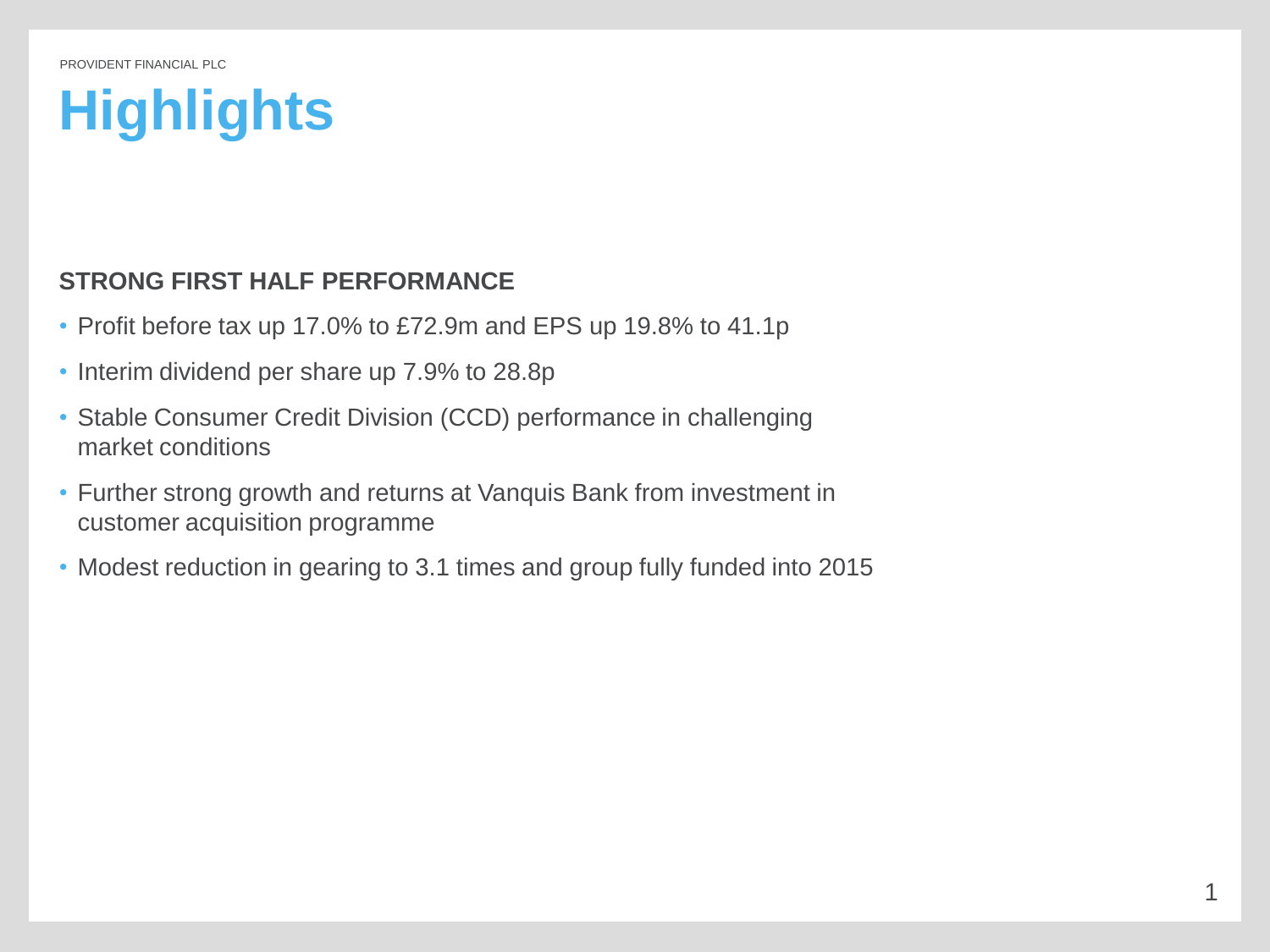# Highlights

**STRONG FIRST HALF PERFORMANCE**

- Profit before tax up 17.0% to £72.9m and EPS up 19.8% to 41.1p
- Interim dividend per share up 7.9% to 28.8p
- Stable Consumer Credit Division (CCD) performance in challenging market conditions
- Further strong growth and returns at Vanquis Bank from investment in customer acquisition programme
- Modest reduction in gearing to 3.1 times and group fully funded into 2015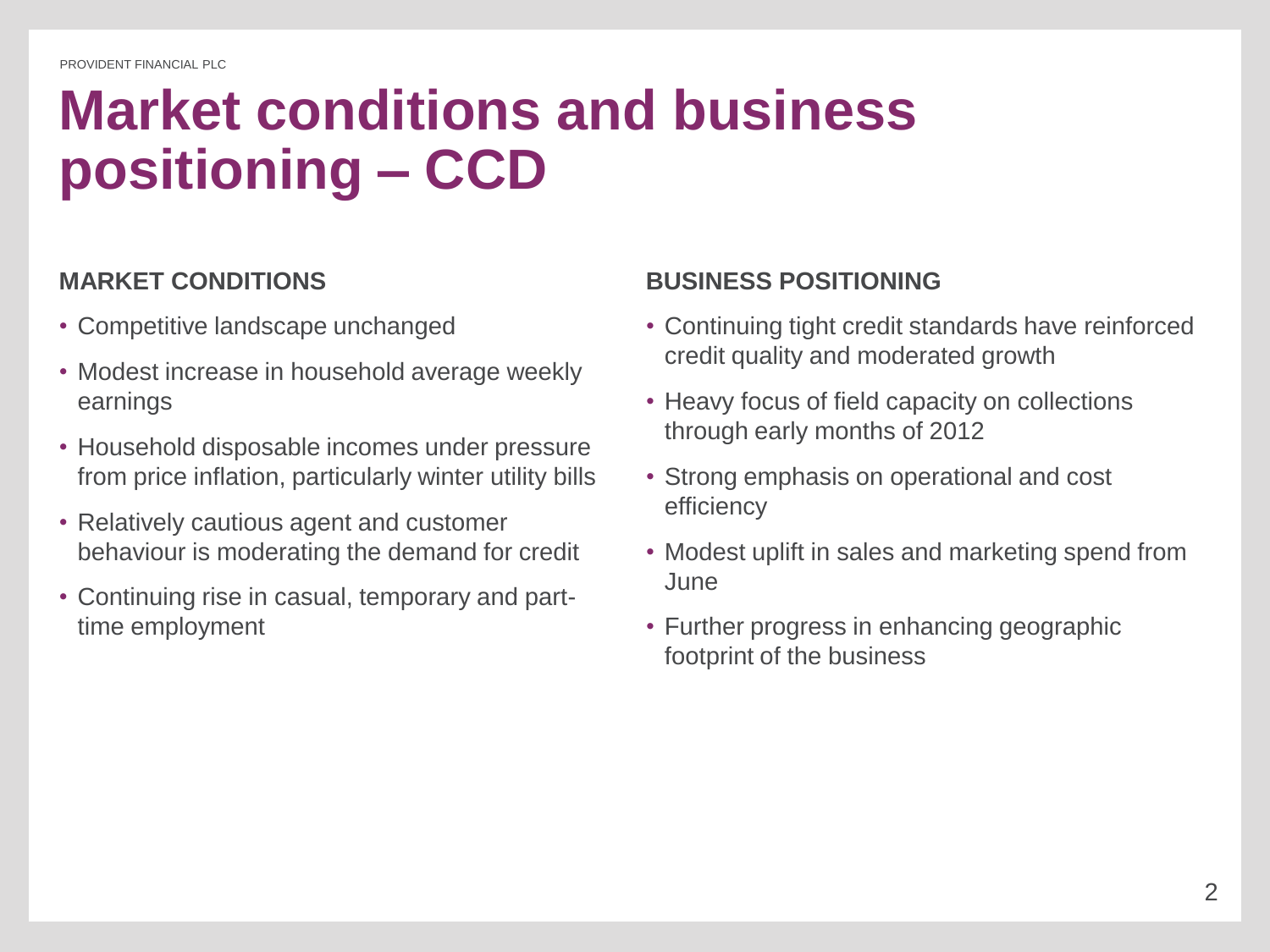# Market conditions and business positioning – CCD

### MARKET CONDITIONS

- Competitive landscape unchanged
- Modest increase in household average weekly earnings
- Household disposable incomes under pressure from price inflation, particularly winter utility bills
- Relatively cautious agent and customer behaviour is moderating the demand for credit
- Continuing rise in casual, temporary and part-time employment

### BUSINESS POSITIONING

- Continuing tight credit standards have reinforced credit quality and moderated growth
- Heavy focus of field capacity on collections through early months of 2012
- Strong emphasis on operational and cost efficiency
- Modest uplift in sales and marketing spend from June
- Further progress in enhancing geographic footprint of the business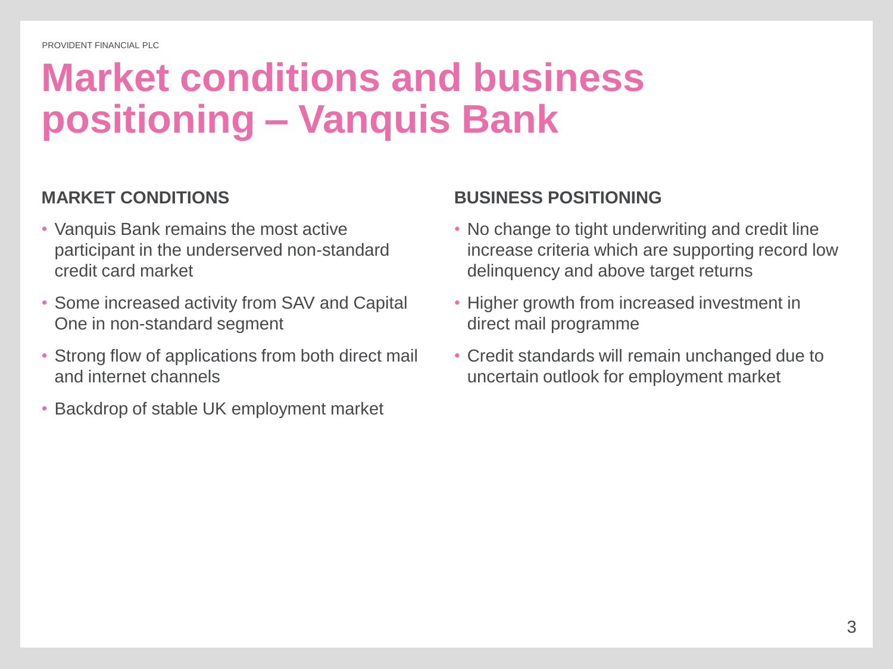# Market conditions and business positioning – Vanquis Bank

## MARKET CONDITIONS

- Vanquis Bank remains the most active participant in the underserved non-standard credit card market
- Some increased activity from SAV and Capital One in non-standard segment
- Strong flow of applications from both direct mail and internet channels
- Backdrop of stable UK employment market

## BUSINESS POSITIONING

- No change to tight underwriting and credit line increase criteria which are supporting record low delinquency and above target returns
- Higher growth from increased investment in direct mail programme
- Credit standards will remain unchanged due to uncertain outlook for employment market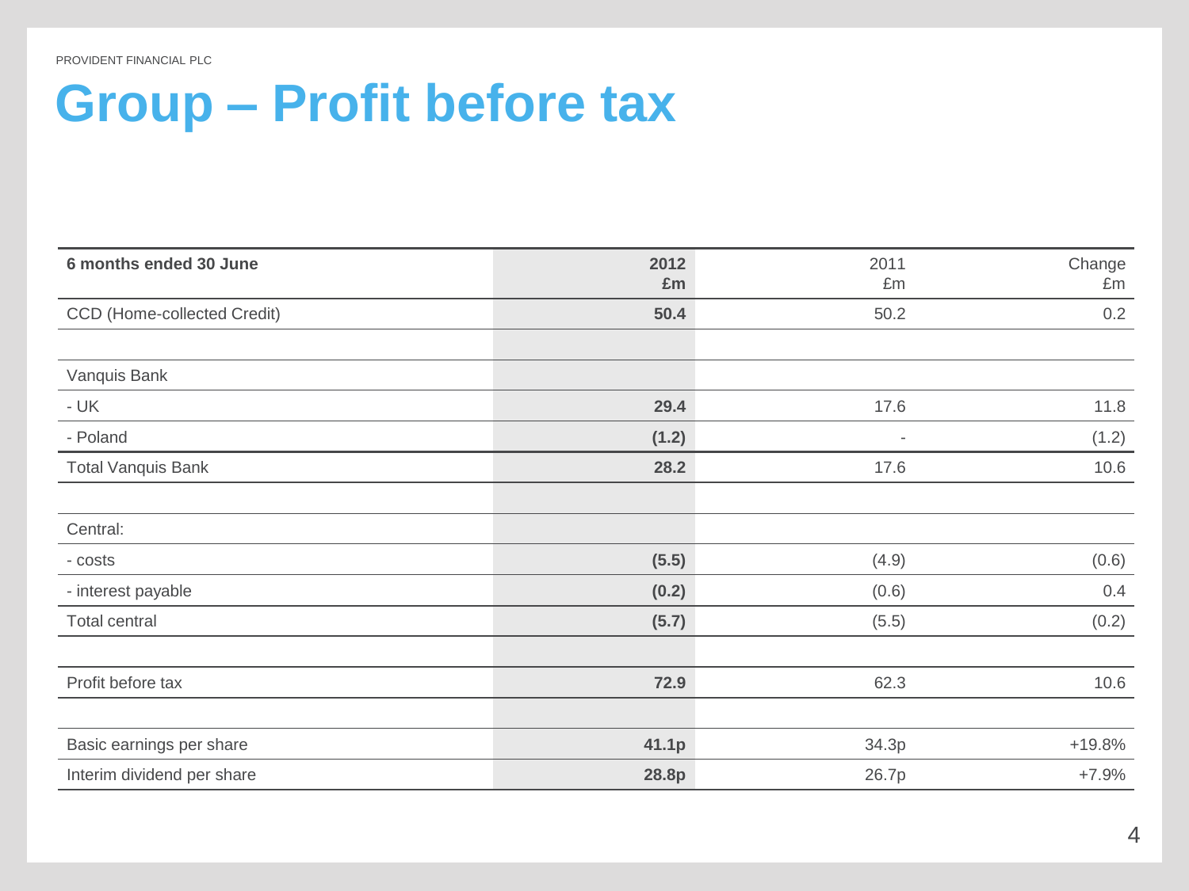# Group – Profit before tax

| 6 months ended 30 June | 2012 £m | 2011 £m | Change £m |
|---|---|---|---|
| CCD (Home-collected Credit) | **50.4** | 50.2 | 0.2 |
| | | | |
| Vanquis Bank | | | |
| - UK | **29.4** | 17.6 | 11.8 |
| - Poland | **(1.2)** | - | (1.2) |
| Total Vanquis Bank | **28.2** | 17.6 | 10.6 |
| | | | |
| Central: | | | |
| - costs | **(5.5)** | (4.9) | (0.6) |
| - interest payable | **(0.2)** | (0.6) | 0.4 |
| Total central | **(5.7)** | (5.5) | (0.2) |
| | | | |
| Profit before tax | **72.9** | 62.3 | 10.6 |
| | | | |
| Basic earnings per share | **41.1p** | 34.3p | +19.8% |
| Interim dividend per share | **28.8p** | 26.7p | +7.9% |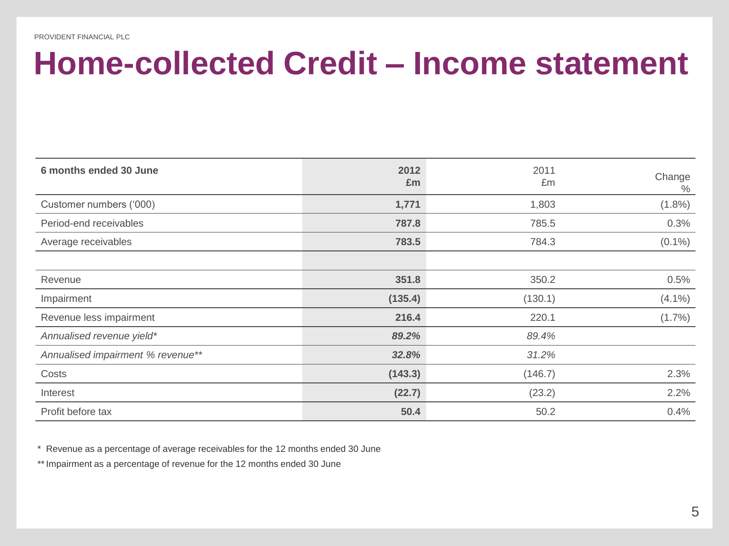# Home-collected Credit – Income statement

| 6 months ended 30 June | 2012 £m | 2011 £m | Change % |
|---|---|---|---|
| Customer numbers ('000) | **1,771** | 1,803 | (1.8%) |
| Period-end receivables | **787.8** | 785.5 | 0.3% |
| Average receivables | **783.5** | 784.3 | (0.1%) |
| | | | |
| Revenue | **351.8** | 350.2 | 0.5% |
| Impairment | **(135.4)** | (130.1) | (4.1%) |
| Revenue less impairment | **216.4** | 220.1 | (1.7%) |
| *Annualised revenue yield** | ***89.2%*** | *89.4%* | |
| *Annualised impairment % revenue*** | ***32.8%*** | *31.2%* | |
| Costs | **(143.3)** | (146.7) | 2.3% |
| Interest | **(22.7)** | (23.2) | 2.2% |
| Profit before tax | **50.4** | 50.2 | 0.4% |

\* Revenue as a percentage of average receivables for the 12 months ended 30 June

\** Impairment as a percentage of revenue for the 12 months ended 30 June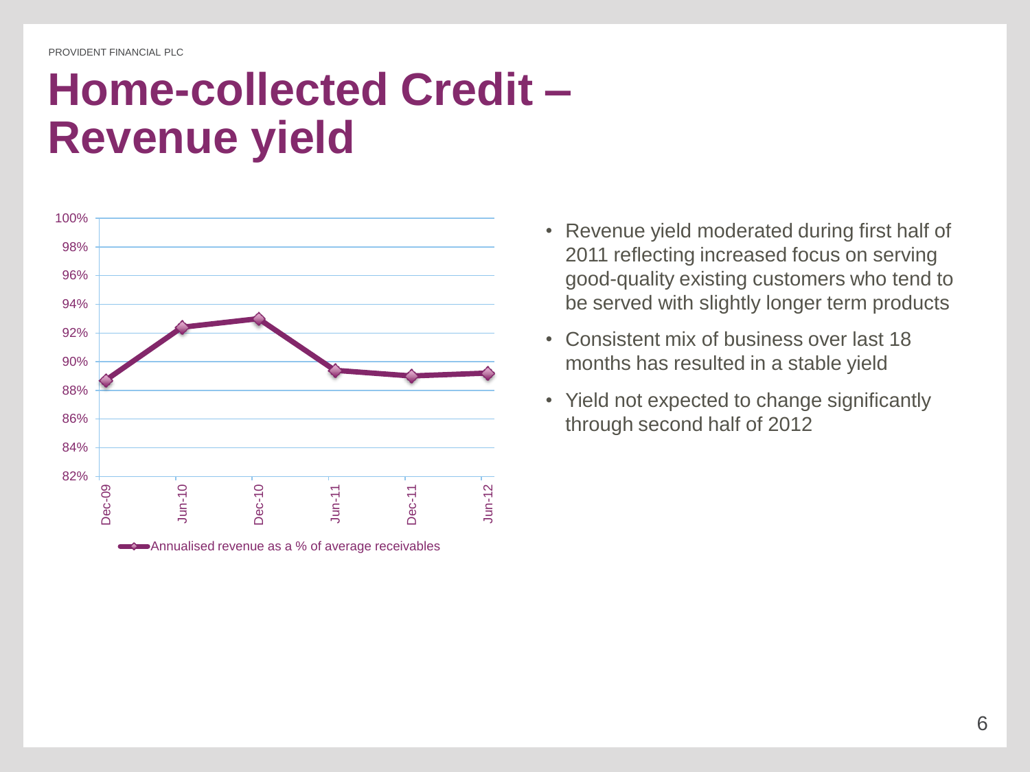# Home-collected Credit – Revenue yield

- Revenue yield moderated during first half of 2011 reflecting increased focus on serving good-quality existing customers who tend to be served with slightly longer term products
- Consistent mix of business over last 18 months has resulted in a stable yield
- Yield not expected to change significantly through second half of 2012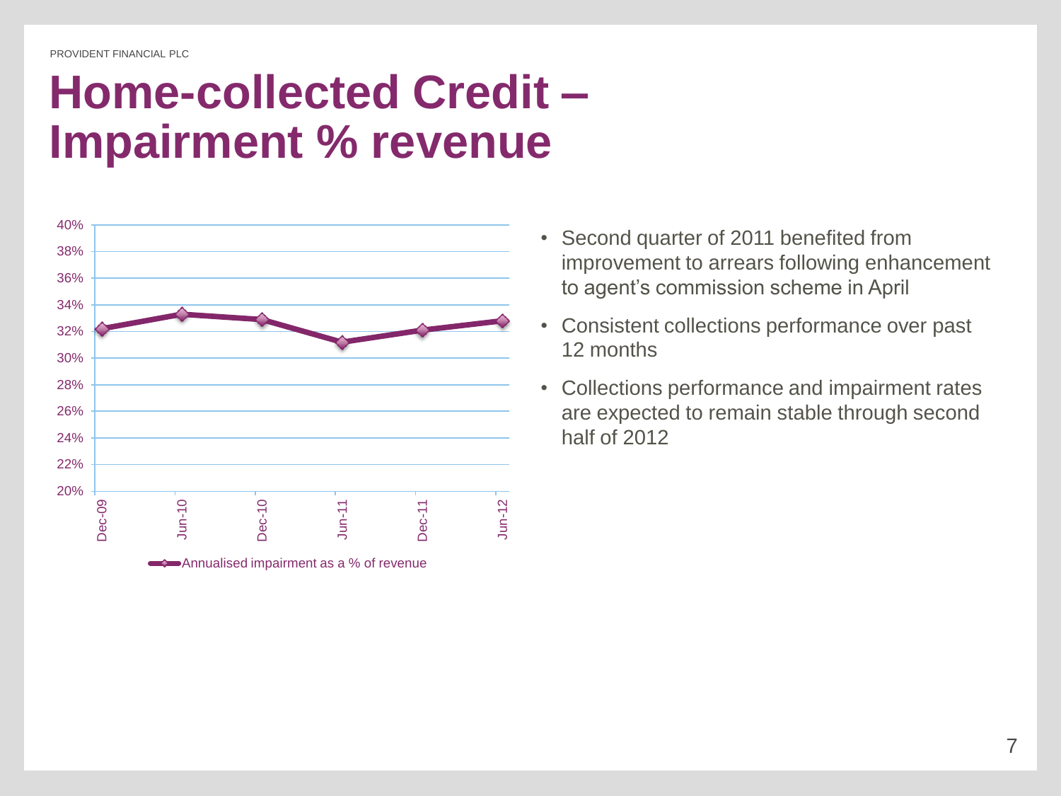# Home-collected Credit – Impairment % revenue

Annualised impairment as a % of revenue

- Second quarter of 2011 benefited from improvement to arrears following enhancement to agent's commission scheme in April
- Consistent collections performance over past 12 months
- Collections performance and impairment rates are expected to remain stable through second half of 2012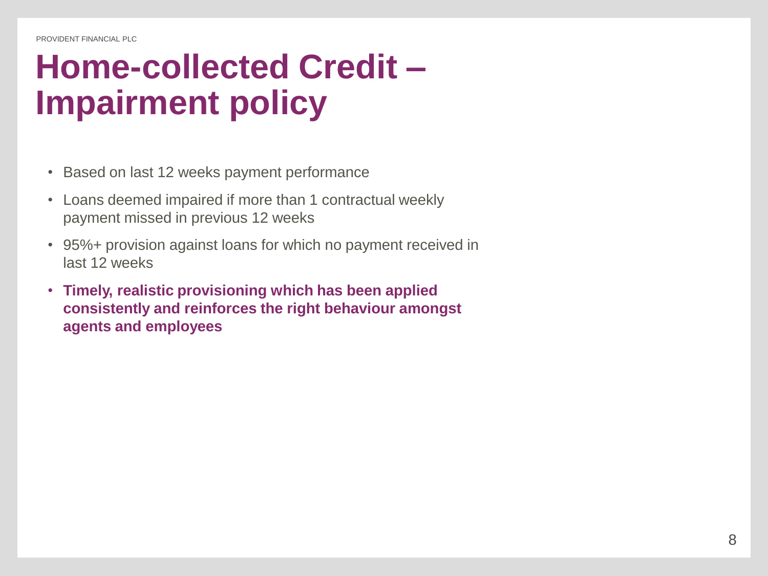# Home-collected Credit – Impairment policy

- Based on last 12 weeks payment performance
- Loans deemed impaired if more than 1 contractual weekly payment missed in previous 12 weeks
- 95%+ provision against loans for which no payment received in last 12 weeks
- **Timely, realistic provisioning which has been applied consistently and reinforces the right behaviour amongst agents and employees**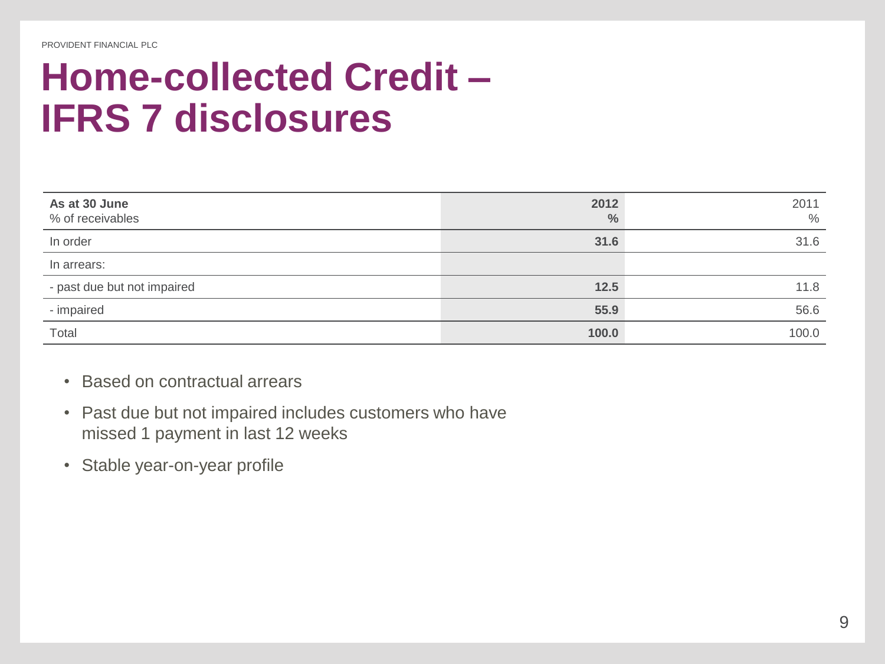# Home-collected Credit – IFRS 7 disclosures

| As at 30 June<br>% of receivables | 2012<br>% | 2011<br>% |
|---|---|---|
| In order | **31.6** | 31.6 |
| In arrears: | | |
| - past due but not impaired | **12.5** | 11.8 |
| - impaired | **55.9** | 56.6 |
| Total | **100.0** | 100.0 |

- Based on contractual arrears
- Past due but not impaired includes customers who have missed 1 payment in last 12 weeks
- Stable year-on-year profile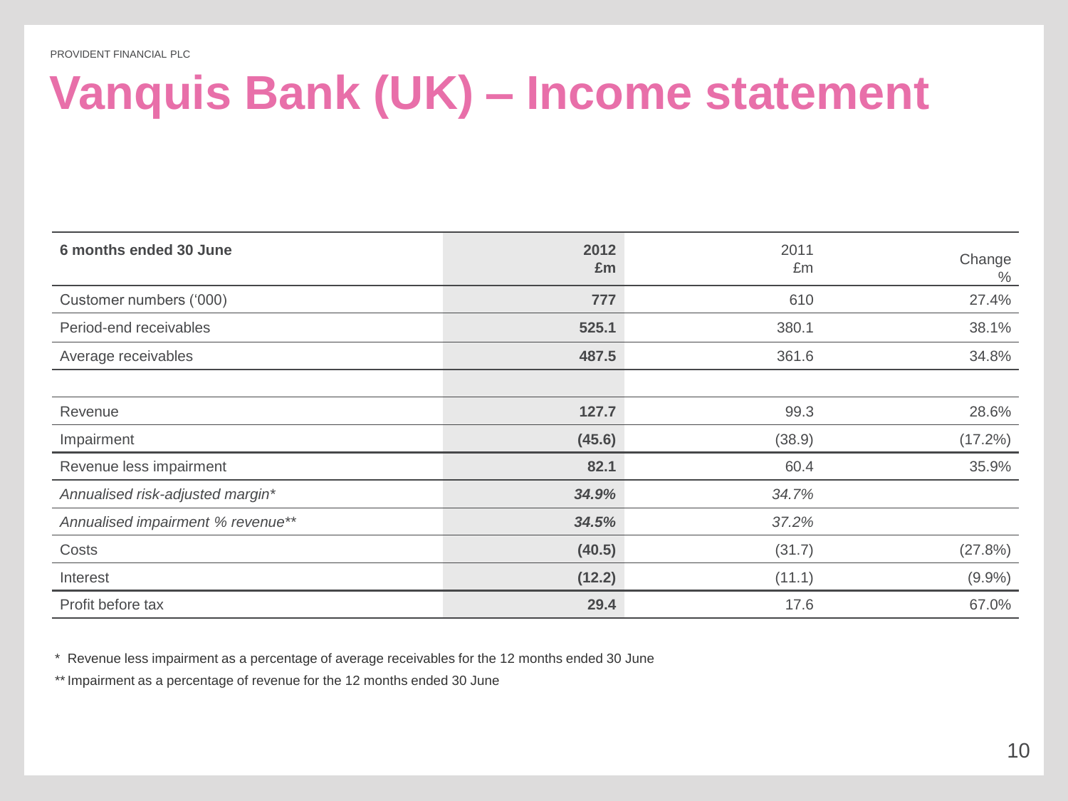# Vanquis Bank (UK) – Income statement

| **6 months ended 30 June** | **2012 £m** | 2011 £m | Change % |
|---|---|---|---|
| Customer numbers (‘000) | **777** | 610 | 27.4% |
| Period-end receivables | **525.1** | 380.1 | 38.1% |
| Average receivables | **487.5** | 361.6 | 34.8% |
| | | | |
| Revenue | **127.7** | 99.3 | 28.6% |
| Impairment | **(45.6)** | (38.9) | (17.2%) |
| Revenue less impairment | **82.1** | 60.4 | 35.9% |
| *Annualised risk-adjusted margin** | ***34.9%*** | *34.7%* | |
| *Annualised impairment % revenue*** | ***34.5%*** | *37.2%* | |
| Costs | **(40.5)** | (31.7) | (27.8%) |
| Interest | **(12.2)** | (11.1) | (9.9%) |
| Profit before tax | **29.4** | 17.6 | 67.0% |

\* Revenue less impairment as a percentage of average receivables for the 12 months ended 30 June

** Impairment as a percentage of revenue for the 12 months ended 30 June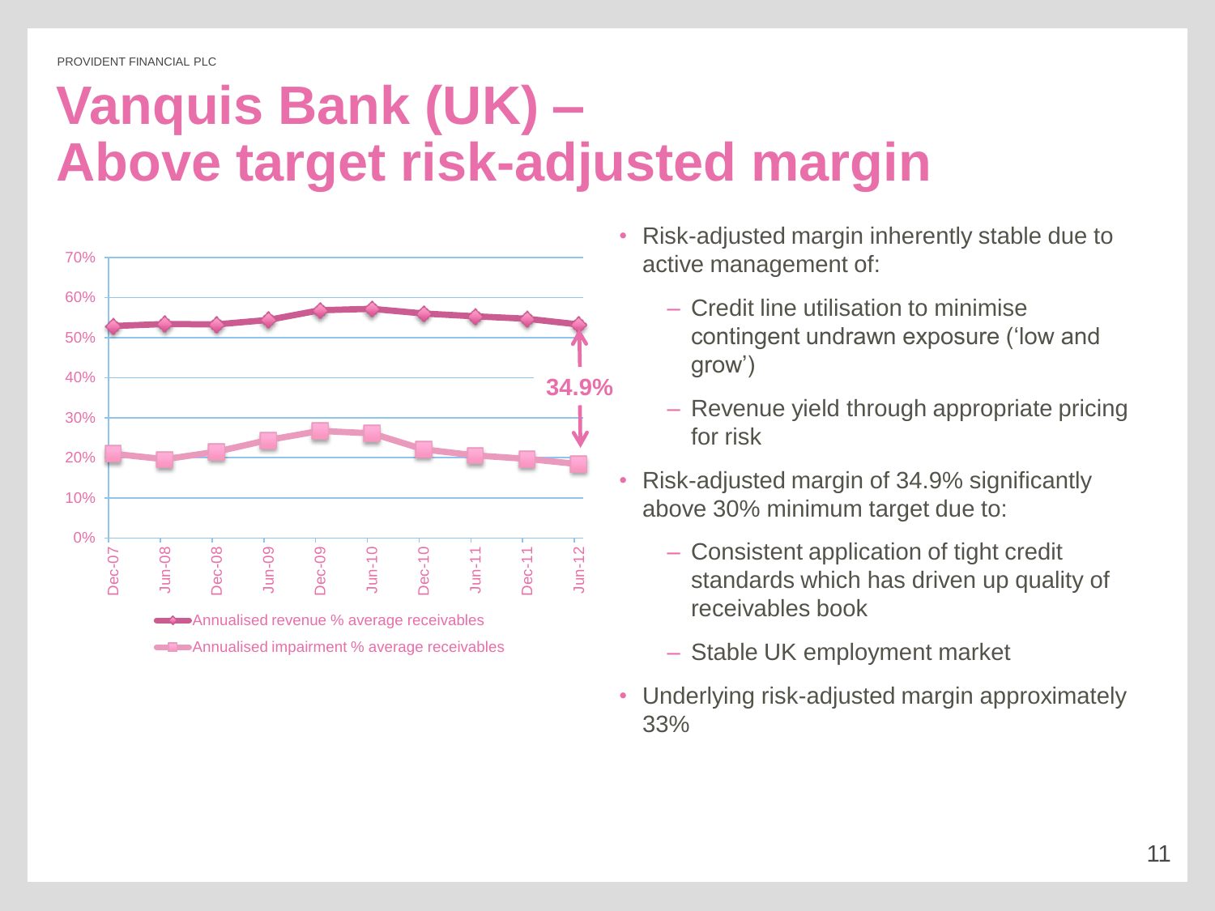# Vanquis Bank (UK) – Above target risk-adjusted margin

- Risk-adjusted margin inherently stable due to active management of:
  - Credit line utilisation to minimise contingent undrawn exposure ('low and grow')
  - Revenue yield through appropriate pricing for risk
- Risk-adjusted margin of 34.9% significantly above 30% minimum target due to:
  - Consistent application of tight credit standards which has driven up quality of receivables book
  - Stable UK employment market
- Underlying risk-adjusted margin approximately 33%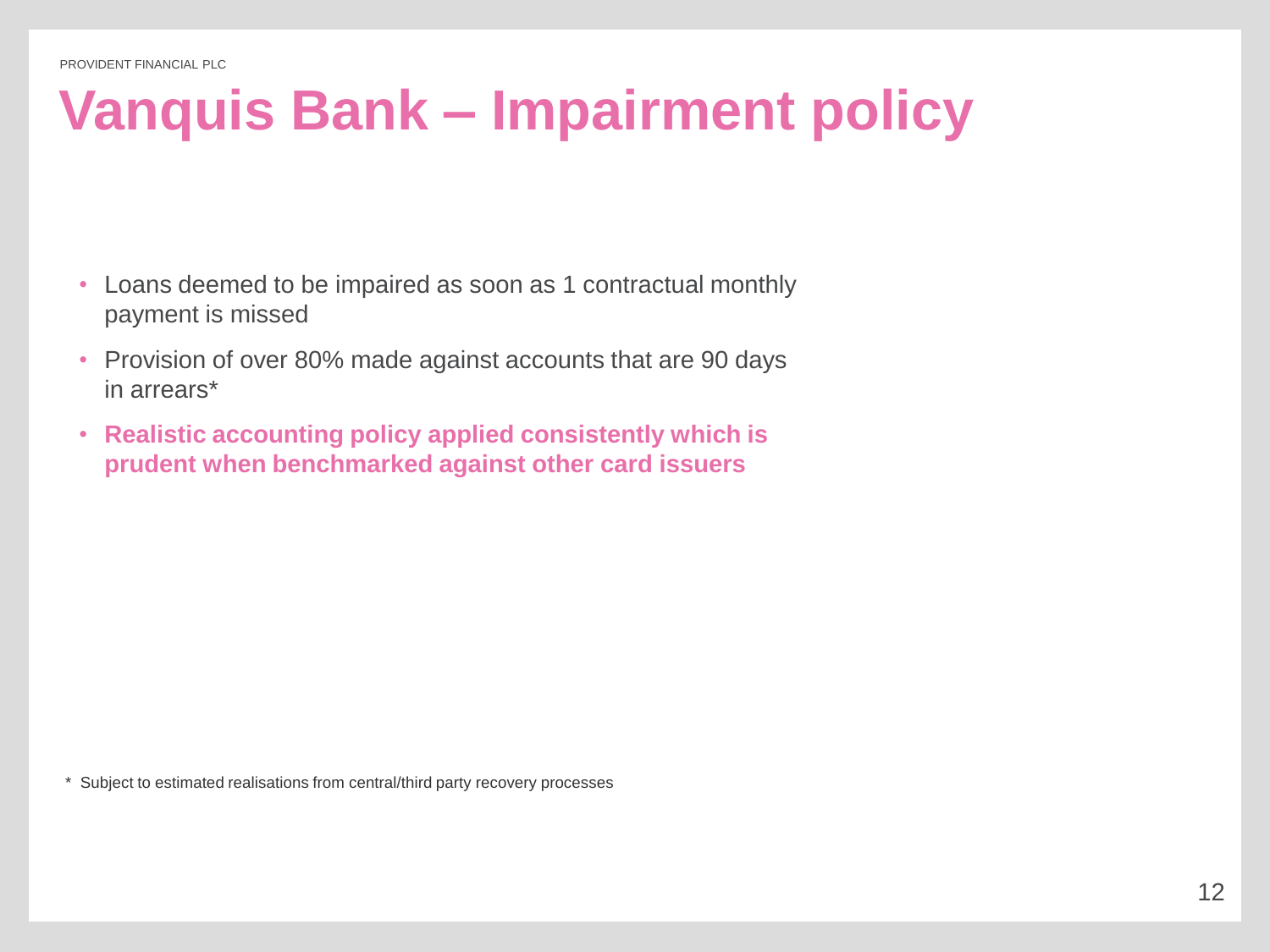# Vanquis Bank – Impairment policy

- Loans deemed to be impaired as soon as 1 contractual monthly payment is missed
- Provision of over 80% made against accounts that are 90 days in arrears*
- **Realistic accounting policy applied consistently which is prudent when benchmarked against other card issuers**

\* Subject to estimated realisations from central/third party recovery processes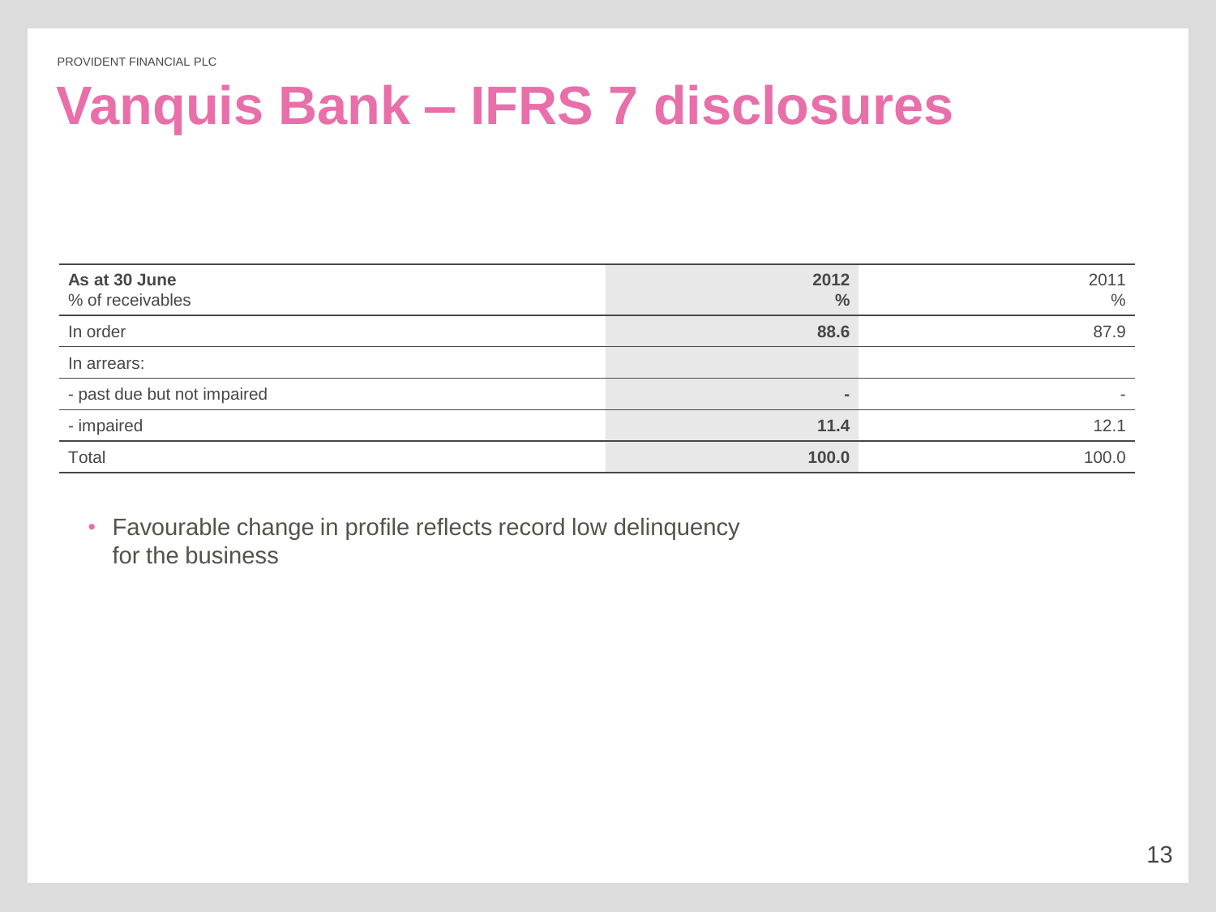# Vanquis Bank – IFRS 7 disclosures

| **As at 30 June**<br>% of receivables | **2012**<br>**%** | 2011<br>% |
|---|---|---|
| In order | **88.6** | 87.9 |
| In arrears: | | |
| - past due but not impaired | **-** | - |
| - impaired | **11.4** | 12.1 |
| Total | **100.0** | 100.0 |

- Favourable change in profile reflects record low delinquency for the business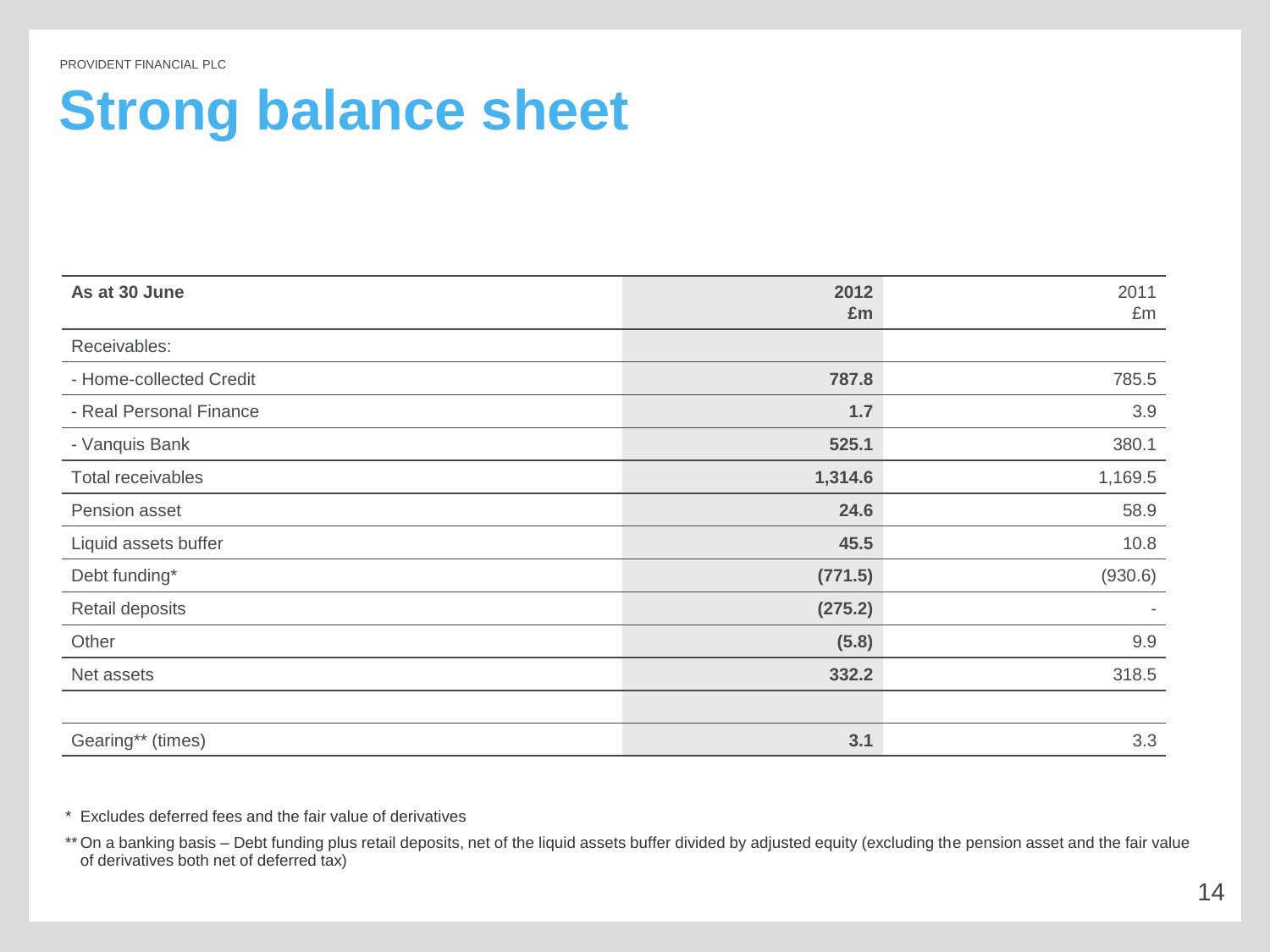PROVIDENT FINANCIAL PLC

# Strong balance sheet

| As at 30 June | 2012 £m | 2011 £m |
| --- | --- | --- |
| Receivables: | | |
| - Home-collected Credit | **787.8** | 785.5 |
| - Real Personal Finance | **1.7** | 3.9 |
| - Vanquis Bank | **525.1** | 380.1 |
| Total receivables | **1,314.6** | 1,169.5 |
| Pension asset | **24.6** | 58.9 |
| Liquid assets buffer | **45.5** | 10.8 |
| Debt funding* | **(771.5)** | (930.6) |
| Retail deposits | **(275.2)** | - |
| Other | **(5.8)** | 9.9 |
| Net assets | **332.2** | 318.5 |
| | | |
| Gearing** (times) | **3.1** | 3.3 |

\* Excludes deferred fees and the fair value of derivatives

** On a banking basis – Debt funding plus retail deposits, net of the liquid assets buffer divided by adjusted equity (excluding the pension asset and the fair value of derivatives both net of deferred tax)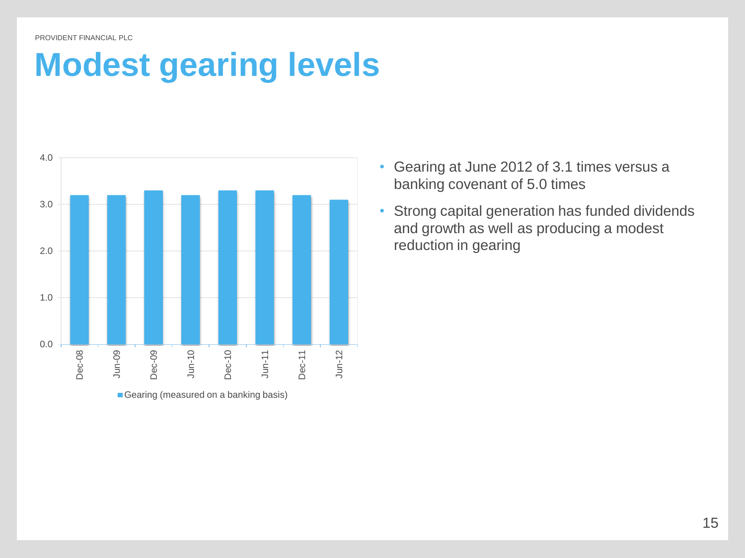# Modest gearing levels

| | Gearing (measured on a banking basis) |
|---|---|
| Dec-08 | 3.2 |
| Jun-09 | 3.2 |
| Dec-09 | 3.3 |
| Jun-10 | 3.2 |
| Dec-10 | 3.3 |
| Jun-11 | 3.3 |
| Dec-11 | 3.2 |
| Jun-12 | 3.1 |

- Gearing at June 2012 of 3.1 times versus a banking covenant of 5.0 times
- Strong capital generation has funded dividends and growth as well as producing a modest reduction in gearing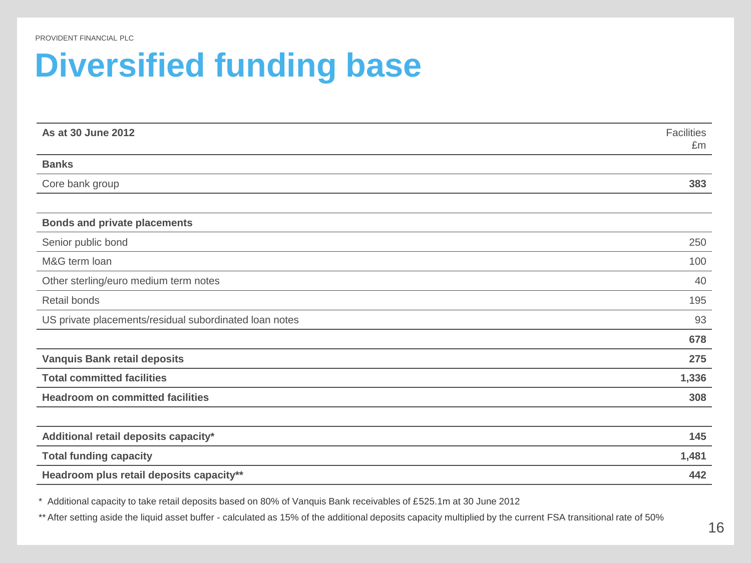# Diversified funding base

| As at 30 June 2012 | Facilities £m |
|---|---|
| **Banks** | |
| Core bank group | **383** |
| | |
| **Bonds and private placements** | |
| Senior public bond | 250 |
| M&G term loan | 100 |
| Other sterling/euro medium term notes | 40 |
| Retail bonds | 195 |
| US private placements/residual subordinated loan notes | 93 |
| | **678** |
| **Vanquis Bank retail deposits** | **275** |
| **Total committed facilities** | **1,336** |
| **Headroom on committed facilities** | **308** |
| | |
| **Additional retail deposits capacity*** | **145** |
| **Total funding capacity** | **1,481** |
| **Headroom plus retail deposits capacity**** | **442** |

* Additional capacity to take retail deposits based on 80% of Vanquis Bank receivables of £525.1m at 30 June 2012

** After setting aside the liquid asset buffer - calculated as 15% of the additional deposits capacity multiplied by the current FSA transitional rate of 50%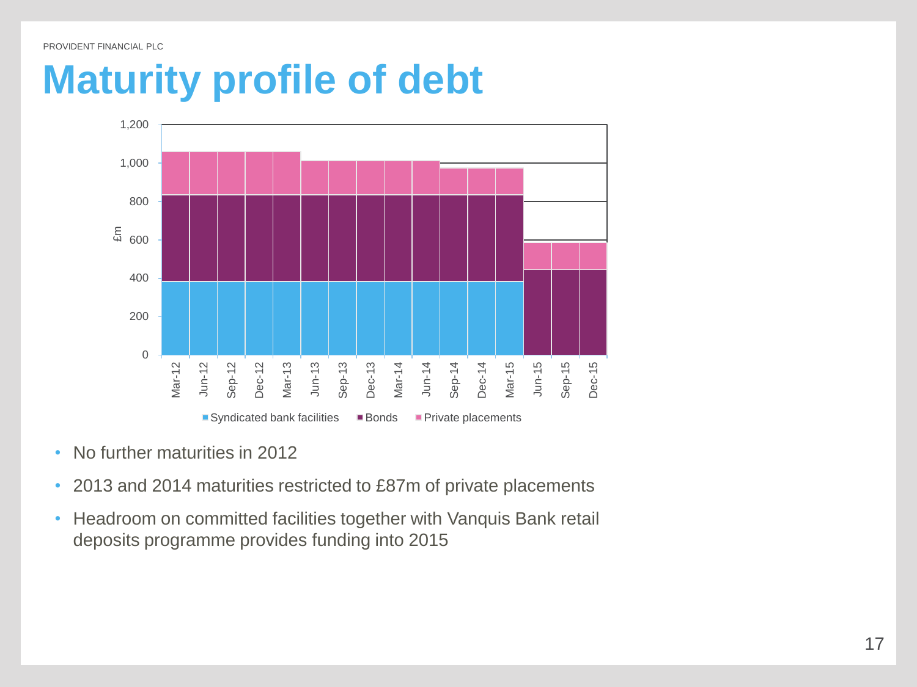PROVIDENT FINANCIAL PLC

# Maturity profile of debt

- No further maturities in 2012
- 2013 and 2014 maturities restricted to £87m of private placements
- Headroom on committed facilities together with Vanquis Bank retail deposits programme provides funding into 2015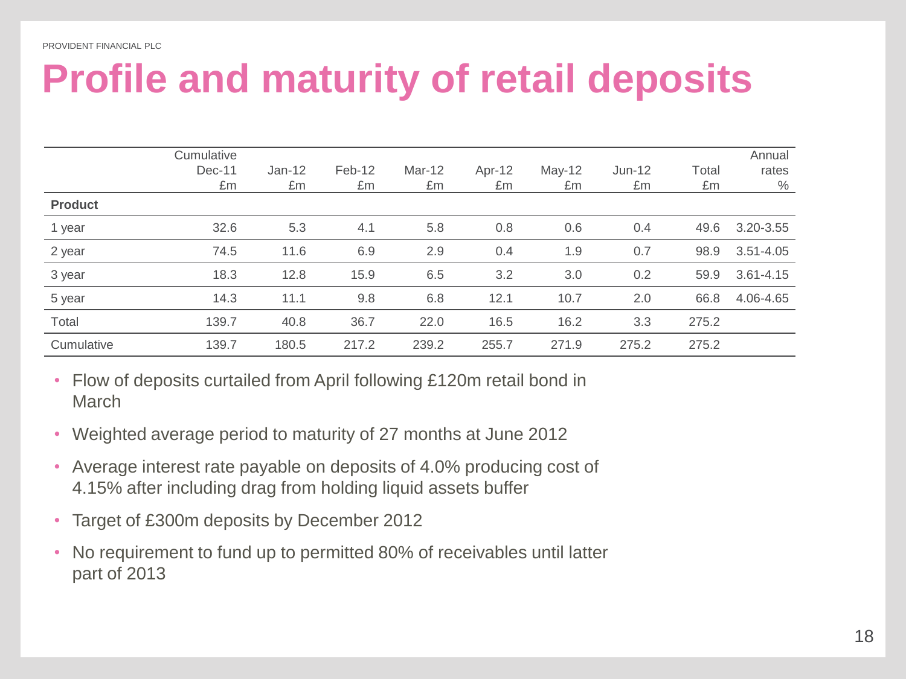# Profile and maturity of retail deposits

| | Cumulative Dec-11 £m | Jan-12 £m | Feb-12 £m | Mar-12 £m | Apr-12 £m | May-12 £m | Jun-12 £m | Total £m | Annual rates % |
|---|---|---|---|---|---|---|---|---|---|
| **Product** | | | | | | | | | |
| 1 year | 32.6 | 5.3 | 4.1 | 5.8 | 0.8 | 0.6 | 0.4 | 49.6 | 3.20-3.55 |
| 2 year | 74.5 | 11.6 | 6.9 | 2.9 | 0.4 | 1.9 | 0.7 | 98.9 | 3.51-4.05 |
| 3 year | 18.3 | 12.8 | 15.9 | 6.5 | 3.2 | 3.0 | 0.2 | 59.9 | 3.61-4.15 |
| 5 year | 14.3 | 11.1 | 9.8 | 6.8 | 12.1 | 10.7 | 2.0 | 66.8 | 4.06-4.65 |
| Total | 139.7 | 40.8 | 36.7 | 22.0 | 16.5 | 16.2 | 3.3 | 275.2 | |
| Cumulative | 139.7 | 180.5 | 217.2 | 239.2 | 255.7 | 271.9 | 275.2 | 275.2 | |

- Flow of deposits curtailed from April following £120m retail bond in March
- Weighted average period to maturity of 27 months at June 2012
- Average interest rate payable on deposits of 4.0% producing cost of 4.15% after including drag from holding liquid assets buffer
- Target of £300m deposits by December 2012
- No requirement to fund up to permitted 80% of receivables until latter part of 2013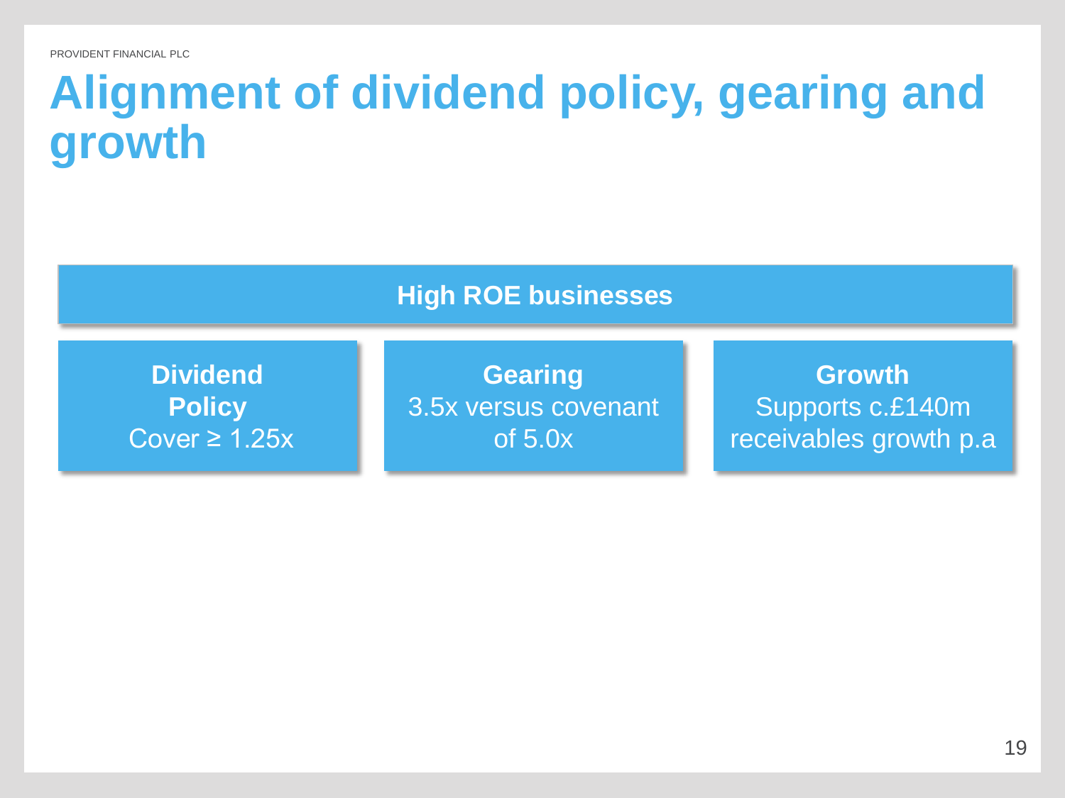# Alignment of dividend policy, gearing and growth

**High ROE businesses**

**Dividend Policy**
Cover ≥ 1.25x

**Gearing**
3.5x versus covenant of 5.0x

**Growth**
Supports c.£140m receivables growth p.a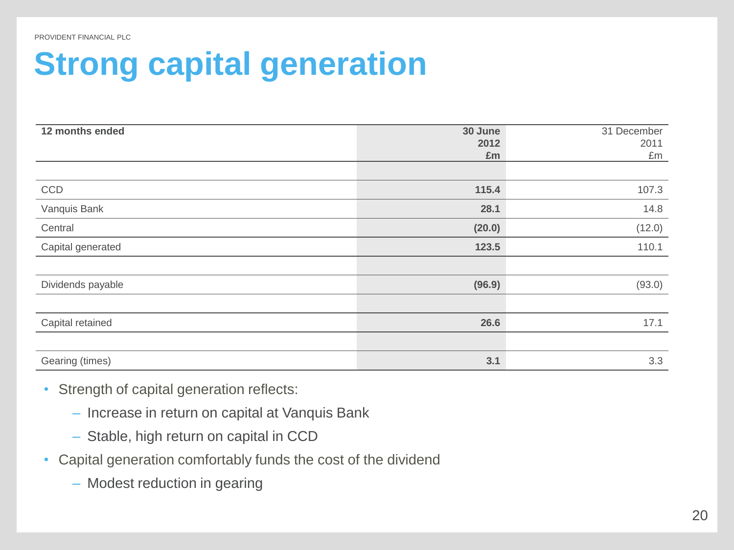# Strong capital generation

| 12 months ended | **30 June 2012 £m** | 31 December 2011 £m |
|---|---|---|
| CCD | **115.4** | 107.3 |
| Vanquis Bank | **28.1** | 14.8 |
| Central | **(20.0)** | (12.0) |
| Capital generated | **123.5** | 110.1 |
| Dividends payable | **(96.9)** | (93.0) |
| Capital retained | **26.6** | 17.1 |
| Gearing (times) | **3.1** | 3.3 |

- Strength of capital generation reflects:
  - Increase in return on capital at Vanquis Bank
  - Stable, high return on capital in CCD
- Capital generation comfortably funds the cost of the dividend
  - Modest reduction in gearing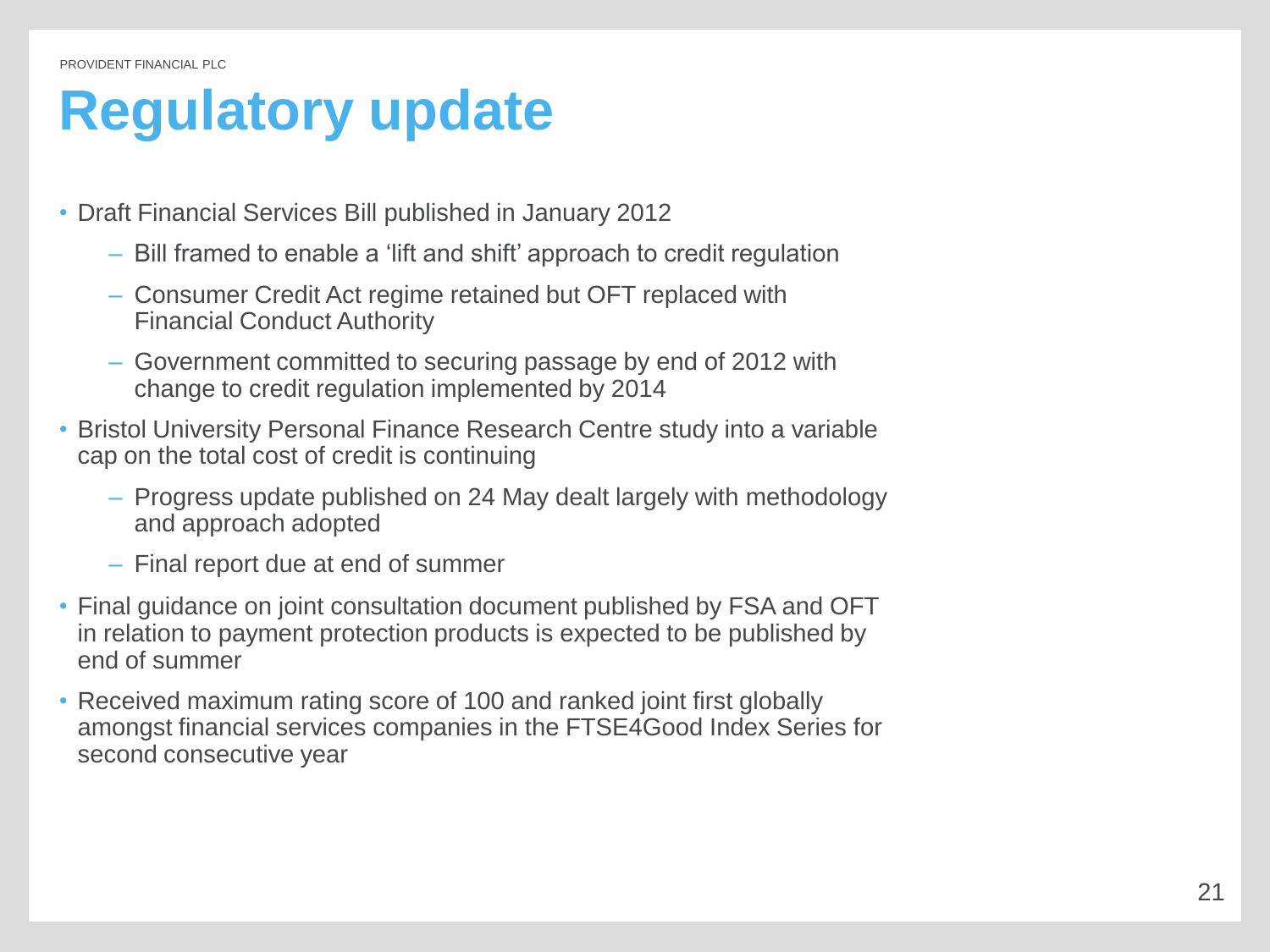# Regulatory update

- Draft Financial Services Bill published in January 2012
  - Bill framed to enable a 'lift and shift' approach to credit regulation
  - Consumer Credit Act regime retained but OFT replaced with Financial Conduct Authority
  - Government committed to securing passage by end of 2012 with change to credit regulation implemented by 2014
- Bristol University Personal Finance Research Centre study into a variable cap on the total cost of credit is continuing
  - Progress update published on 24 May dealt largely with methodology and approach adopted
  - Final report due at end of summer
- Final guidance on joint consultation document published by FSA and OFT in relation to payment protection products is expected to be published by end of summer
- Received maximum rating score of 100 and ranked joint first globally amongst financial services companies in the FTSE4Good Index Series for second consecutive year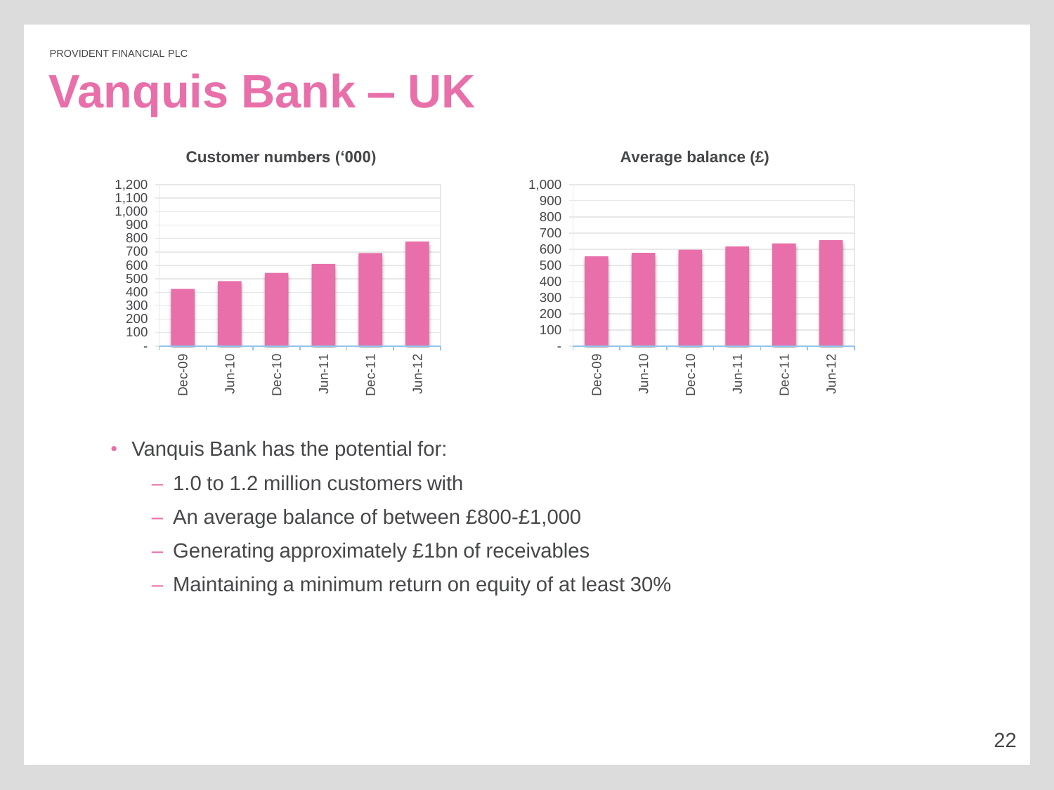# Vanquis Bank – UK

**Customer numbers ('000)**

**Average balance (£)**

- Vanquis Bank has the potential for:
  - 1.0 to 1.2 million customers with
  - An average balance of between £800-£1,000
  - Generating approximately £1bn of receivables
  - Maintaining a minimum return on equity of at least 30%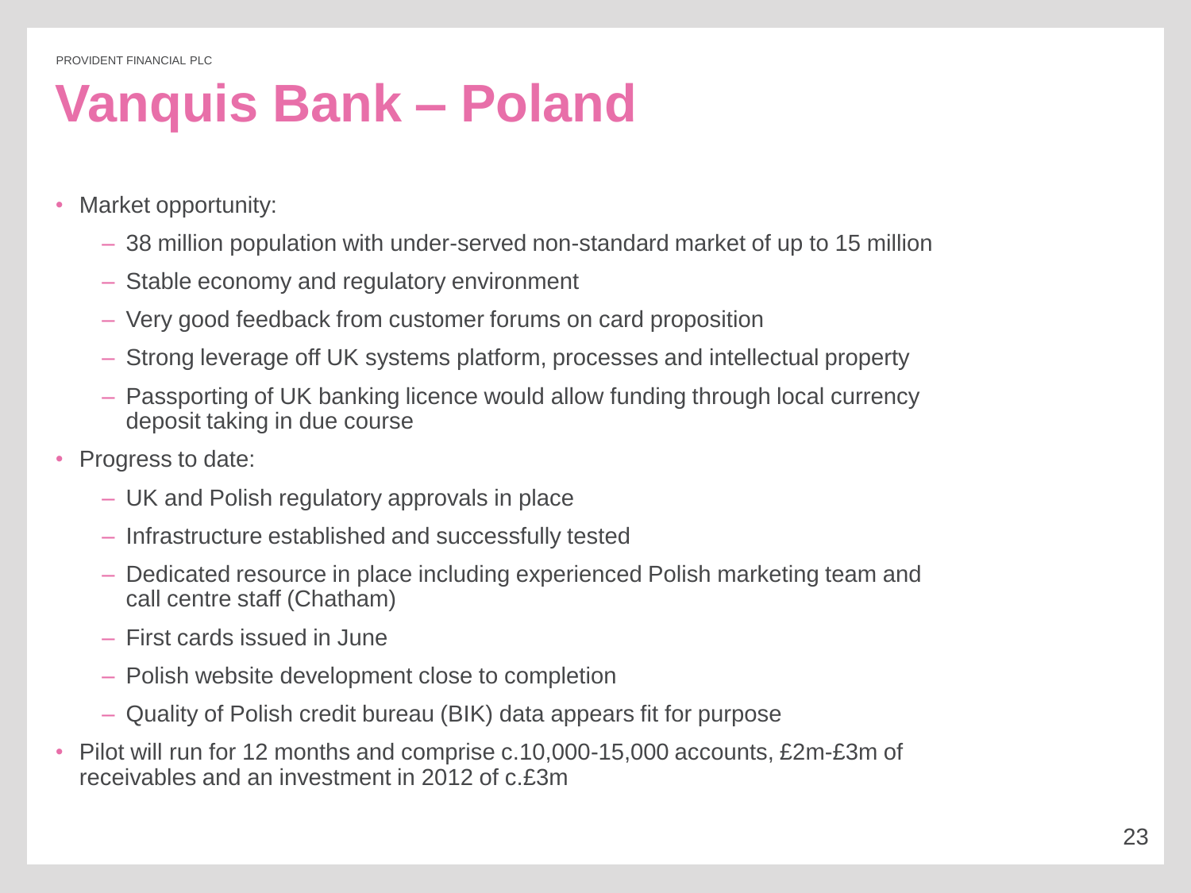# Vanquis Bank – Poland

- Market opportunity:
  - 38 million population with under-served non-standard market of up to 15 million
  - Stable economy and regulatory environment
  - Very good feedback from customer forums on card proposition
  - Strong leverage off UK systems platform, processes and intellectual property
  - Passporting of UK banking licence would allow funding through local currency deposit taking in due course
- Progress to date:
  - UK and Polish regulatory approvals in place
  - Infrastructure established and successfully tested
  - Dedicated resource in place including experienced Polish marketing team and call centre staff (Chatham)
  - First cards issued in June
  - Polish website development close to completion
  - Quality of Polish credit bureau (BIK) data appears fit for purpose
- Pilot will run for 12 months and comprise c.10,000-15,000 accounts, £2m-£3m of receivables and an investment in 2012 of c.£3m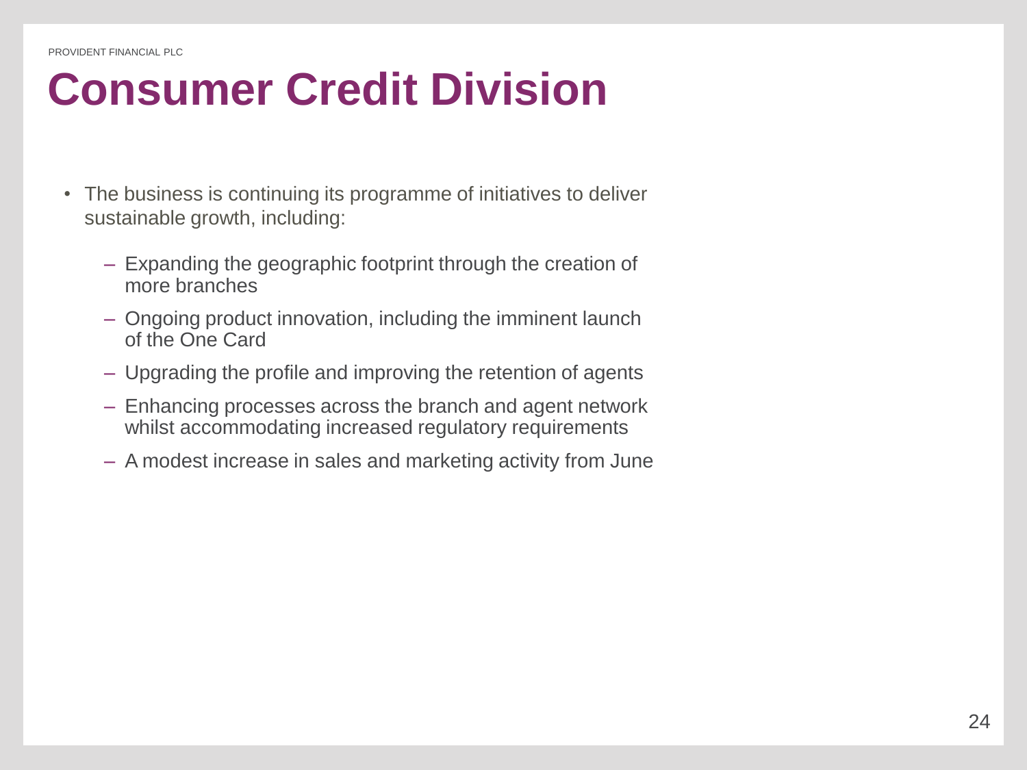# Consumer Credit Division

- The business is continuing its programme of initiatives to deliver sustainable growth, including:
  - Expanding the geographic footprint through the creation of more branches
  - Ongoing product innovation, including the imminent launch of the One Card
  - Upgrading the profile and improving the retention of agents
  - Enhancing processes across the branch and agent network whilst accommodating increased regulatory requirements
  - A modest increase in sales and marketing activity from June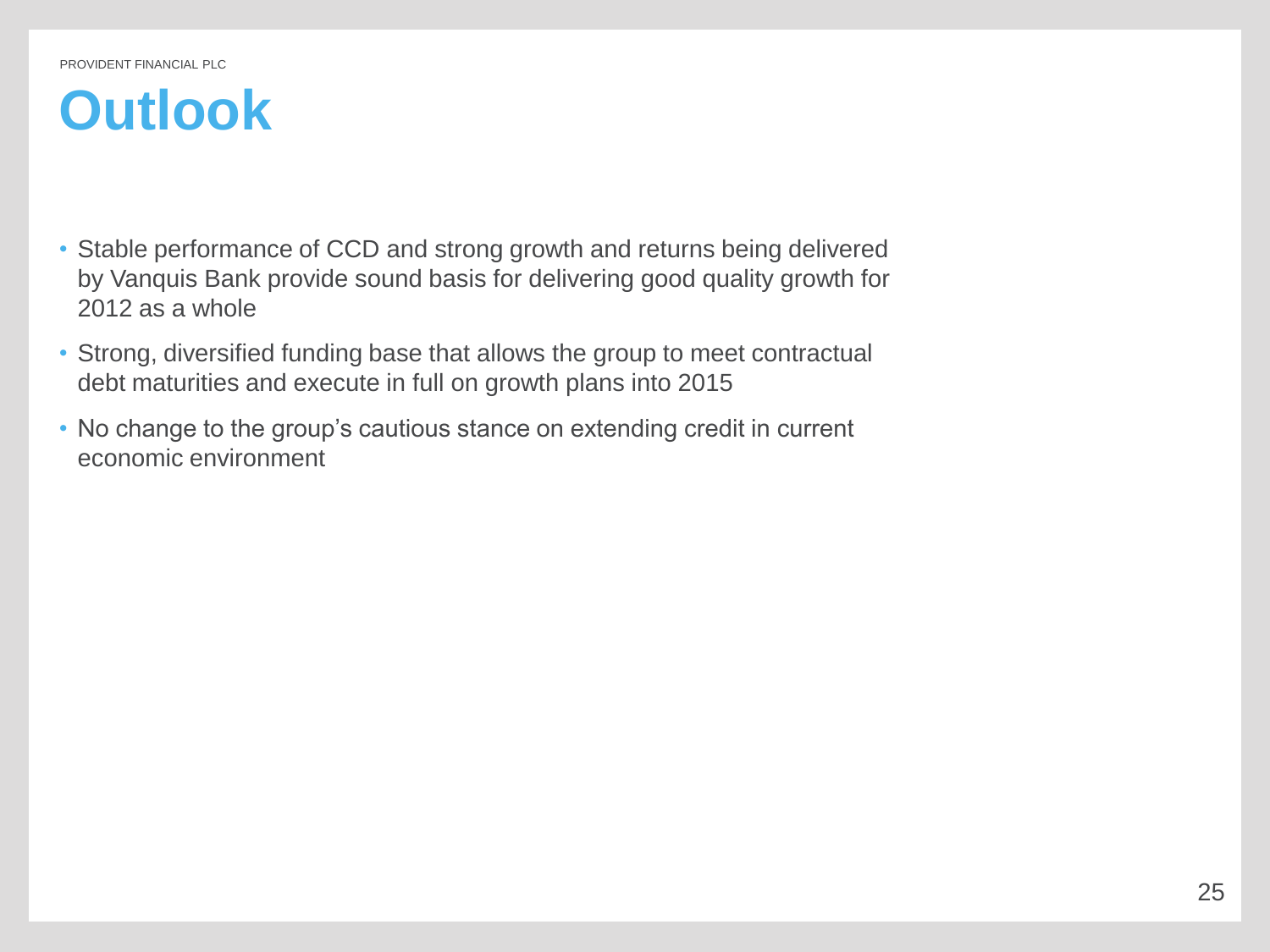# Outlook

- Stable performance of CCD and strong growth and returns being delivered by Vanquis Bank provide sound basis for delivering good quality growth for 2012 as a whole
- Strong, diversified funding base that allows the group to meet contractual debt maturities and execute in full on growth plans into 2015
- No change to the group's cautious stance on extending credit in current economic environment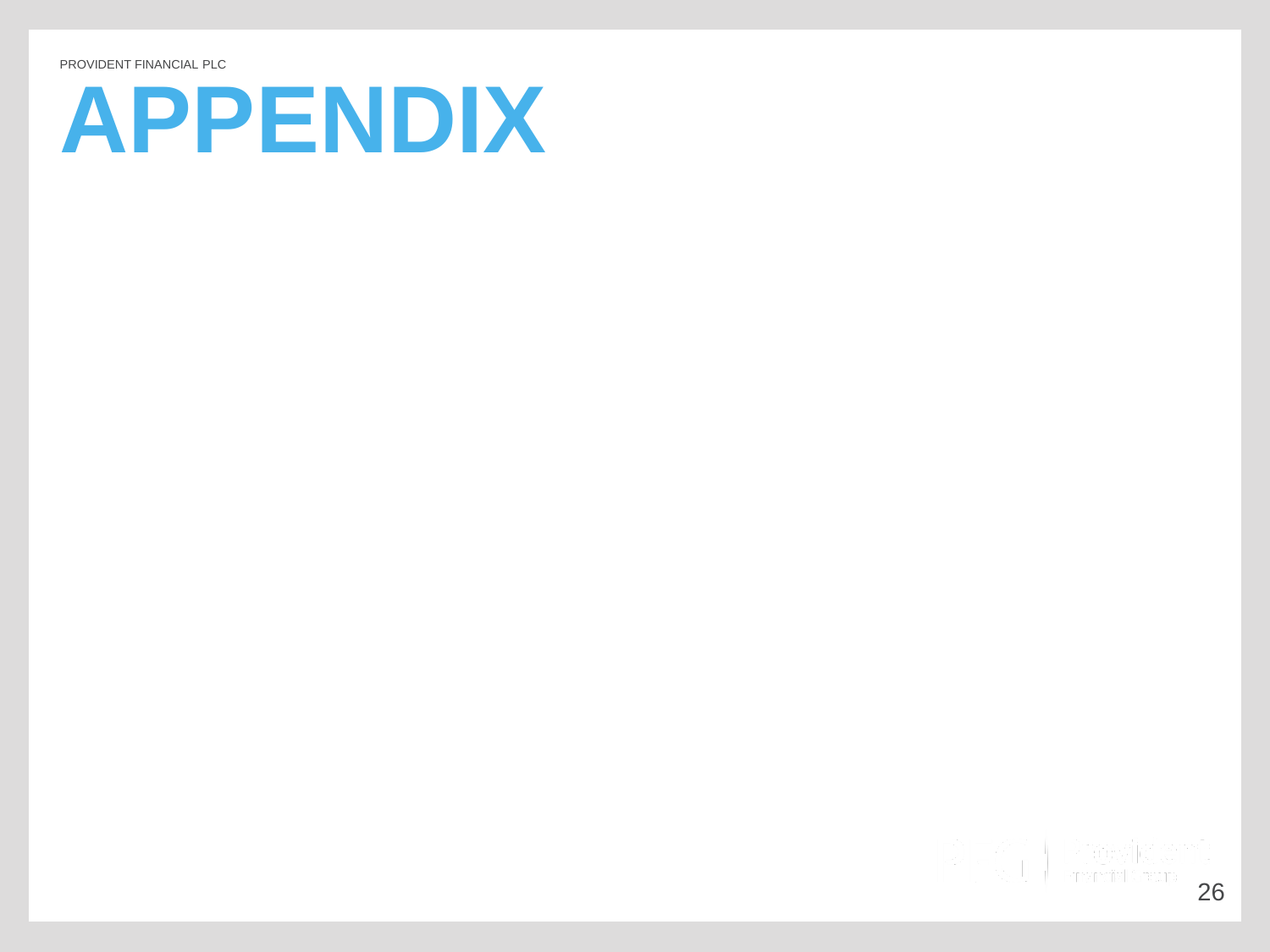# APPENDIX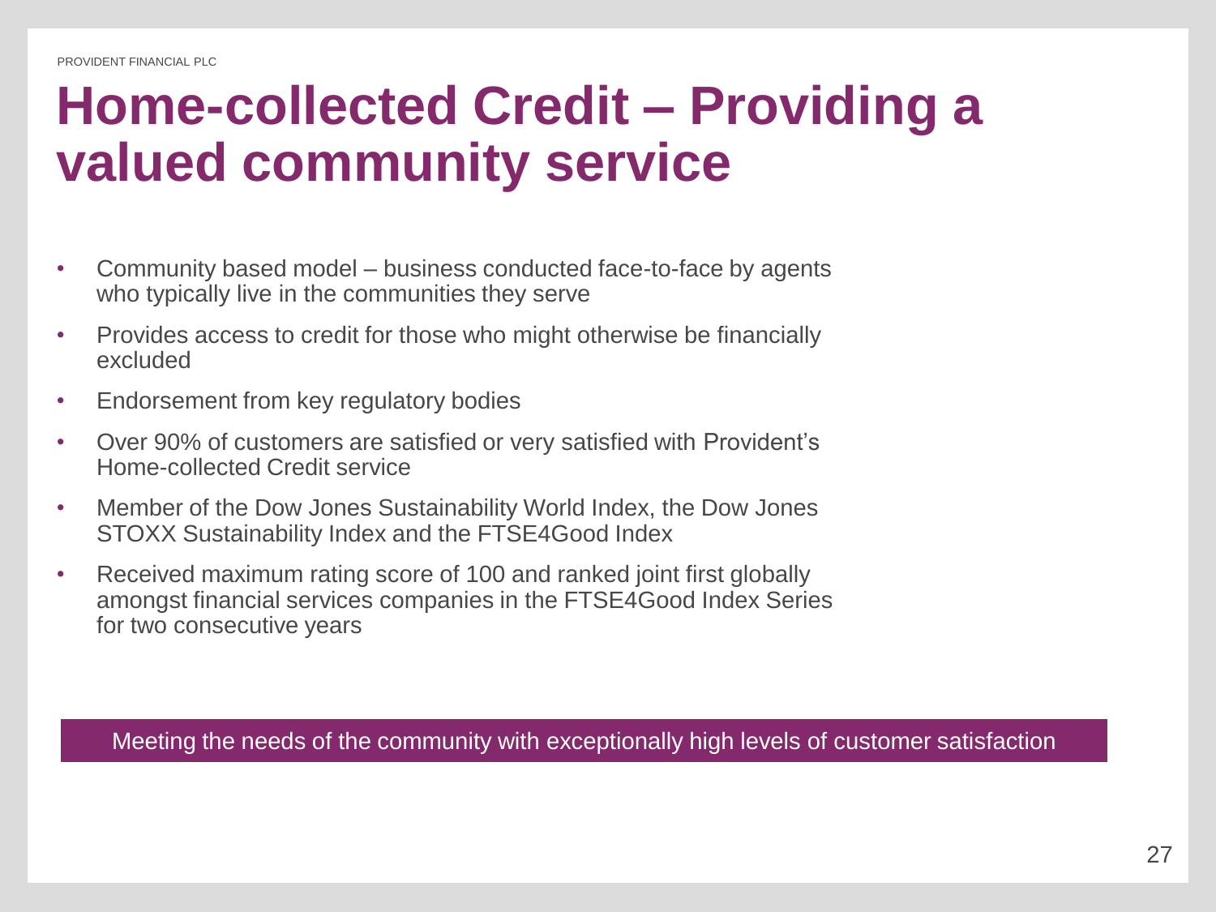# Home-collected Credit – Providing a valued community service

- Community based model – business conducted face-to-face by agents who typically live in the communities they serve
- Provides access to credit for those who might otherwise be financially excluded
- Endorsement from key regulatory bodies
- Over 90% of customers are satisfied or very satisfied with Provident's Home-collected Credit service
- Member of the Dow Jones Sustainability World Index, the Dow Jones STOXX Sustainability Index and the FTSE4Good Index
- Received maximum rating score of 100 and ranked joint first globally amongst financial services companies in the FTSE4Good Index Series for two consecutive years

Meeting the needs of the community with exceptionally high levels of customer satisfaction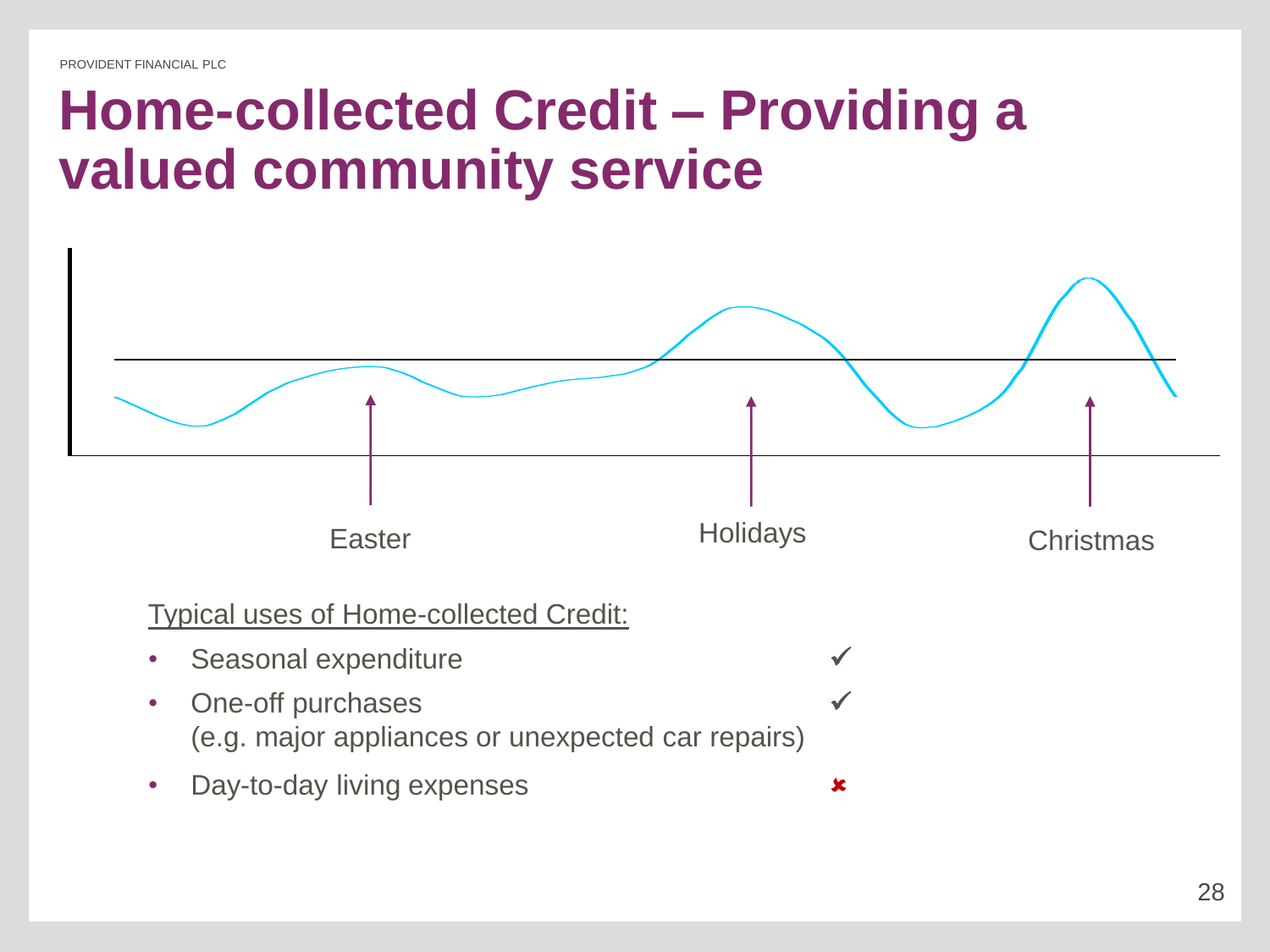# Home-collected Credit – Providing a valued community service

Easter Holidays Christmas

Typical uses of Home-collected Credit:

- Seasonal expenditure ✓
- One-off purchases ✓
  (e.g. major appliances or unexpected car repairs)
- Day-to-day living expenses ✗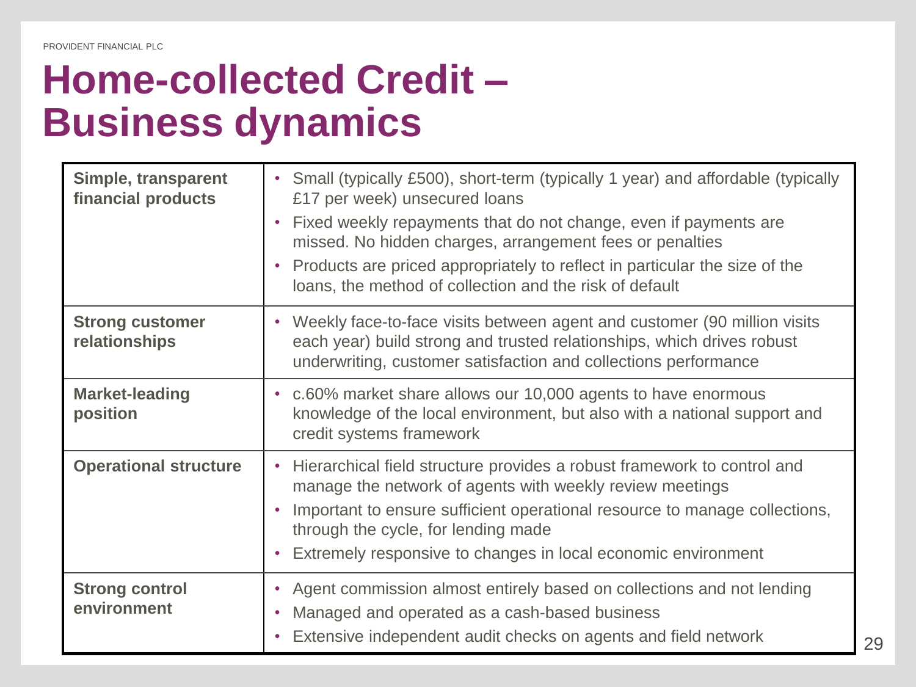# Home-collected Credit – Business dynamics

| | |
|---|---|
| **Simple, transparent financial products** | • Small (typically £500), short-term (typically 1 year) and affordable (typically £17 per week) unsecured loans<br>• Fixed weekly repayments that do not change, even if payments are missed. No hidden charges, arrangement fees or penalties<br>• Products are priced appropriately to reflect in particular the size of the loans, the method of collection and the risk of default |
| **Strong customer relationships** | • Weekly face-to-face visits between agent and customer (90 million visits each year) build strong and trusted relationships, which drives robust underwriting, customer satisfaction and collections performance |
| **Market-leading position** | • c.60% market share allows our 10,000 agents to have enormous knowledge of the local environment, but also with a national support and credit systems framework |
| **Operational structure** | • Hierarchical field structure provides a robust framework to control and manage the network of agents with weekly review meetings<br>• Important to ensure sufficient operational resource to manage collections, through the cycle, for lending made<br>• Extremely responsive to changes in local economic environment |
| **Strong control environment** | • Agent commission almost entirely based on collections and not lending<br>• Managed and operated as a cash-based business<br>• Extensive independent audit checks on agents and field network |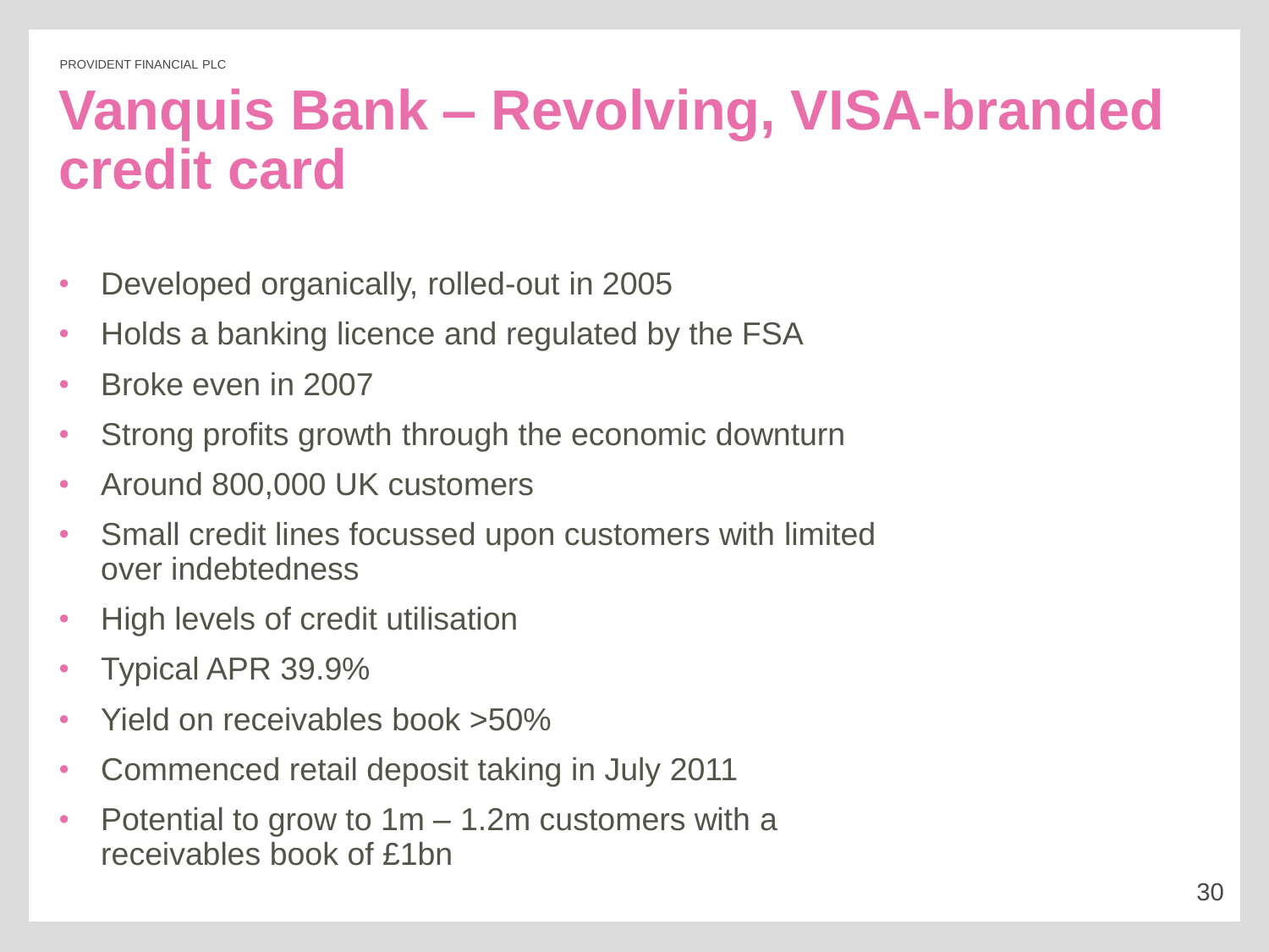# Vanquis Bank – Revolving, VISA-branded credit card

- Developed organically, rolled-out in 2005
- Holds a banking licence and regulated by the FSA
- Broke even in 2007
- Strong profits growth through the economic downturn
- Around 800,000 UK customers
- Small credit lines focussed upon customers with limited over indebtedness
- High levels of credit utilisation
- Typical APR 39.9%
- Yield on receivables book >50%
- Commenced retail deposit taking in July 2011
- Potential to grow to 1m – 1.2m customers with a receivables book of £1bn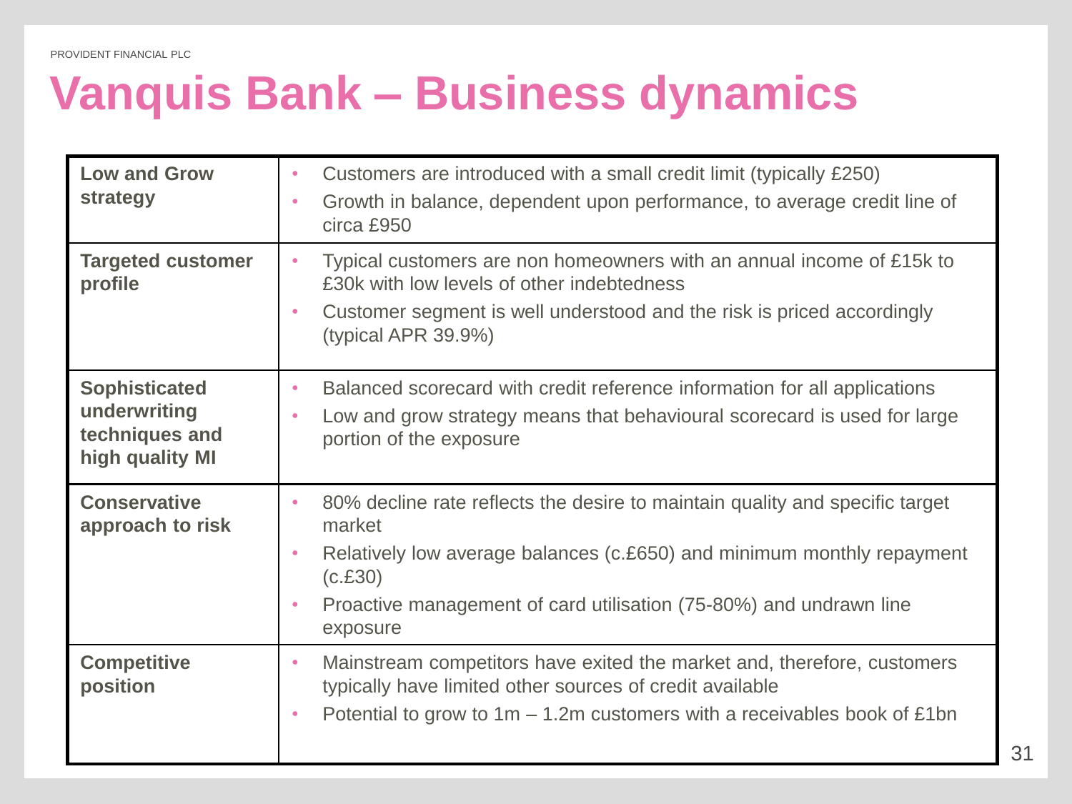# Vanquis Bank – Business dynamics

| | |
|---|---|
| **Low and Grow strategy** | • Customers are introduced with a small credit limit (typically £250)<br>• Growth in balance, dependent upon performance, to average credit line of circa £950 |
| **Targeted customer profile** | • Typical customers are non homeowners with an annual income of £15k to £30k with low levels of other indebtedness<br>• Customer segment is well understood and the risk is priced accordingly (typical APR 39.9%) |
| **Sophisticated underwriting techniques and high quality MI** | • Balanced scorecard with credit reference information for all applications<br>• Low and grow strategy means that behavioural scorecard is used for large portion of the exposure |
| **Conservative approach to risk** | • 80% decline rate reflects the desire to maintain quality and specific target market<br>• Relatively low average balances (c.£650) and minimum monthly repayment (c.£30)<br>• Proactive management of card utilisation (75-80%) and undrawn line exposure |
| **Competitive position** | • Mainstream competitors have exited the market and, therefore, customers typically have limited other sources of credit available<br>• Potential to grow to 1m – 1.2m customers with a receivables book of £1bn |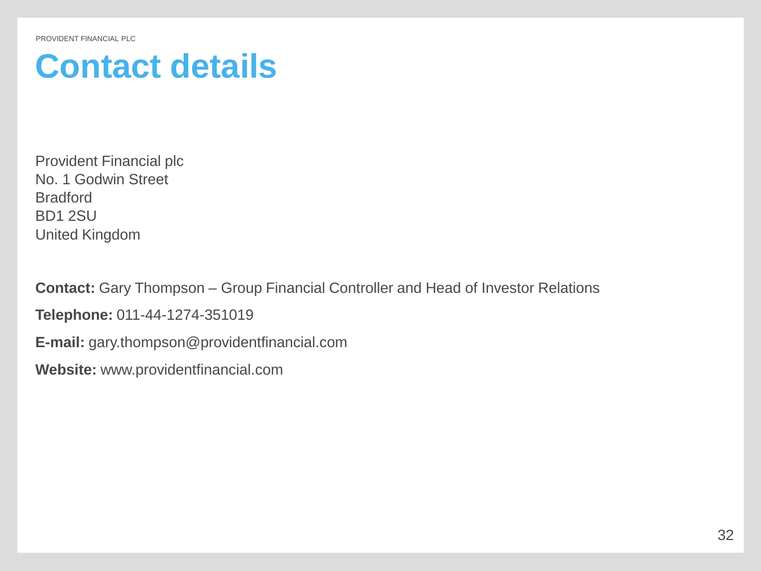# Contact details

Provident Financial plc
No. 1 Godwin Street
Bradford
BD1 2SU
United Kingdom

**Contact:** Gary Thompson – Group Financial Controller and Head of Investor Relations

**Telephone:** 011-44-1274-351019

**E-mail:** gary.thompson@providentfinancial.com

**Website:** www.providentfinancial.com